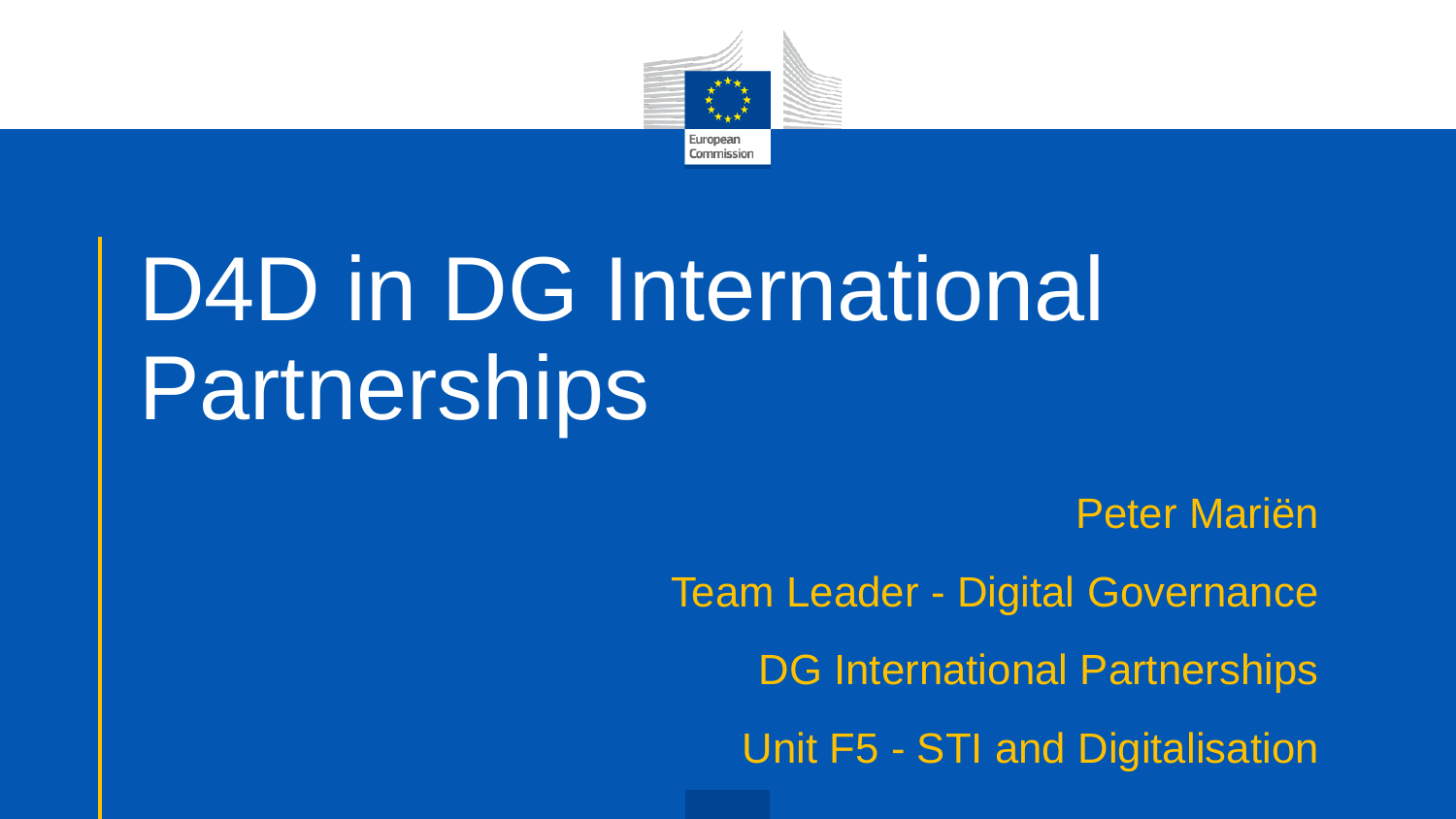# D4D in DG International Partnerships

Peter Mariën

Team Leader - Digital Governance

DG International Partnerships

Unit F5 - STI and Digitalisation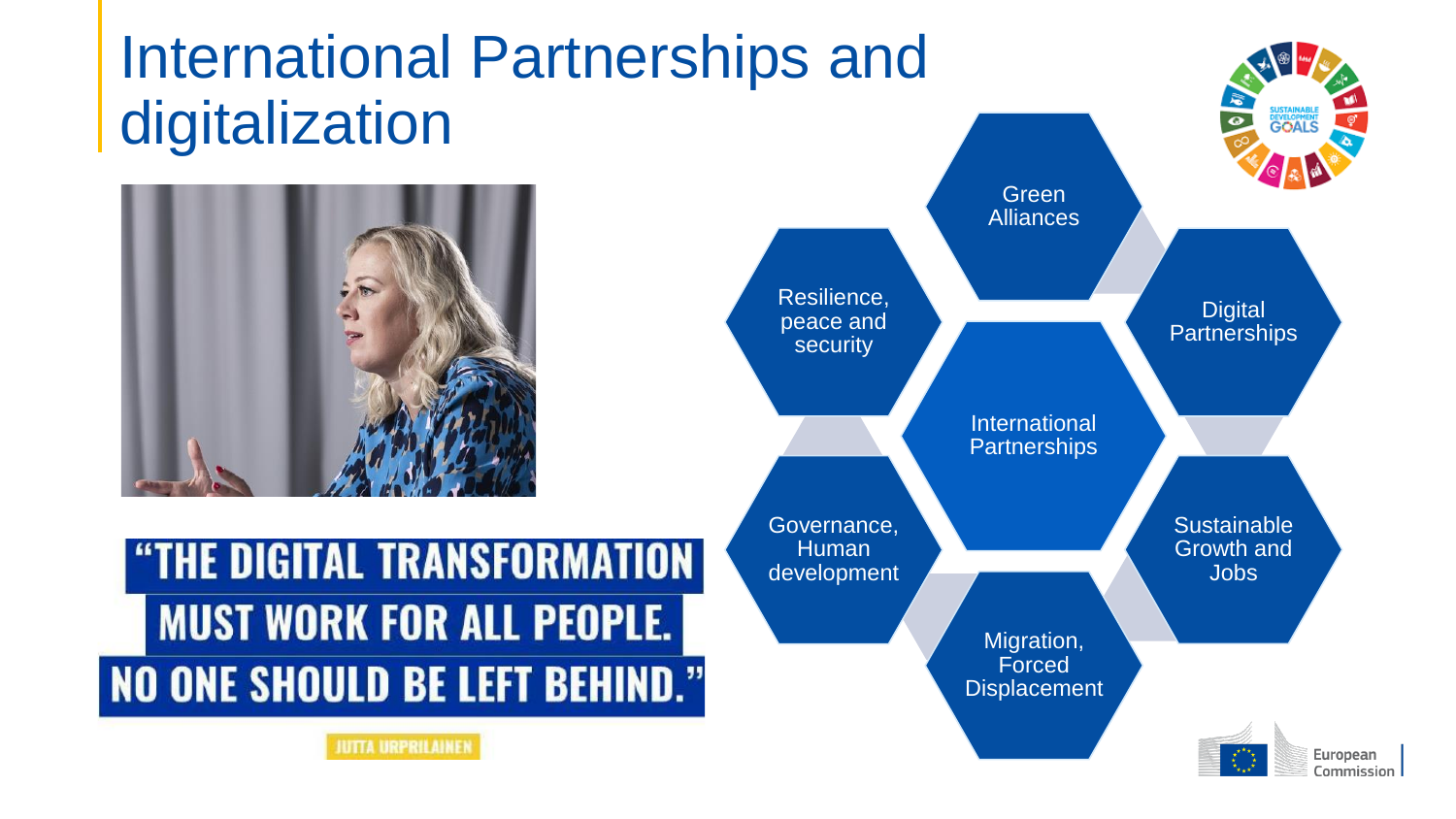# International Partnerships and digitalization

**"THE DIGITAL TRANSFORMATION MUST WORK FOR ALL PEOPLE. NO ONE SHOULD BE LEFT BEHIND."**

JUTTA URPILAINEN

- International Partnerships
  - Green Alliances
  - Digital Partnerships
  - Sustainable Growth and Jobs
  - Migration, Forced Displacement
  - Governance, Human development
  - Resilience, peace and security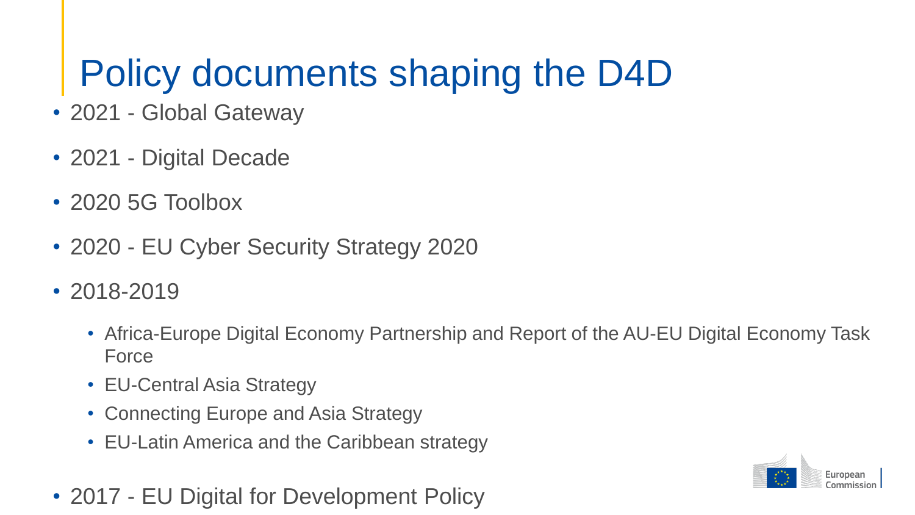# Policy documents shaping the D4D

- 2021 - Global Gateway
- 2021 - Digital Decade
- 2020 5G Toolbox
- 2020 - EU Cyber Security Strategy 2020
- 2018-2019
  - Africa-Europe Digital Economy Partnership and Report of the AU-EU Digital Economy Task Force
  - EU-Central Asia Strategy
  - Connecting Europe and Asia Strategy
  - EU-Latin America and the Caribbean strategy
- 2017 - EU Digital for Development Policy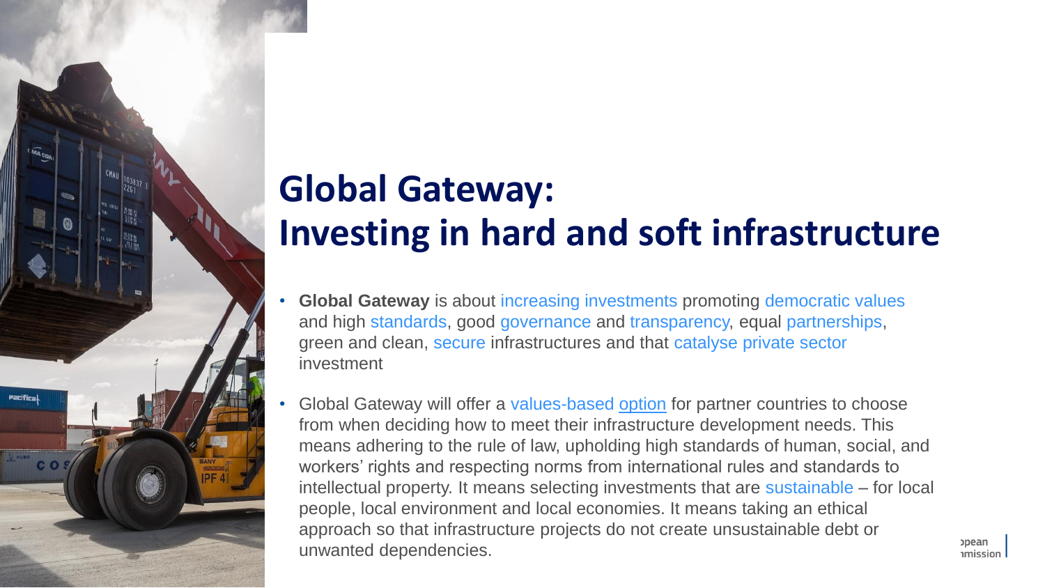# Global Gateway: Investing in hard and soft infrastructure

- **Global Gateway** is about increasing investments promoting democratic values and high standards, good governance and transparency, equal partnerships, green and clean, secure infrastructures and that catalyse private sector investment

- Global Gateway will offer a values-based option for partner countries to choose from when deciding how to meet their infrastructure development needs. This means adhering to the rule of law, upholding high standards of human, social, and workers' rights and respecting norms from international rules and standards to intellectual property. It means selecting investments that are sustainable – for local people, local environment and local economies. It means taking an ethical approach so that infrastructure projects do not create unsustainable debt or unwanted dependencies.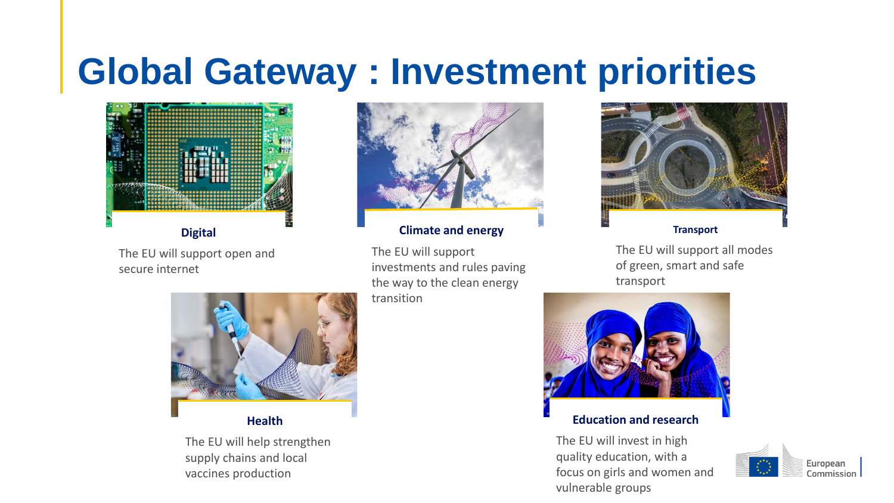# Global Gateway : Investment priorities

### Digital

The EU will support open and secure internet

### Climate and energy

The EU will support investments and rules paving the way to the clean energy transition

### Transport

The EU will support all modes of green, smart and safe transport

### Health

The EU will help strengthen supply chains and local vaccines production

### Education and research

The EU will invest in high quality education, with a focus on girls and women and vulnerable groups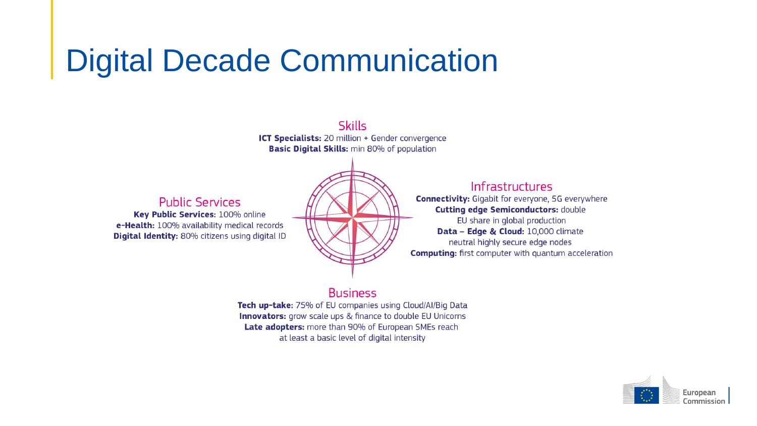# Digital Decade Communication

## Skills

**ICT Specialists:** 20 million + Gender convergence
**Basic Digital Skills:** min 80% of population

## Public Services

**Key Public Services:** 100% online
**e-Health:** 100% availability medical records
**Digital Identity:** 80% citizens using digital ID

## Infrastructures

**Connectivity:** Gigabit for everyone, 5G everywhere
**Cutting edge Semiconductors:** double EU share in global production
**Data – Edge & Cloud:** 10,000 climate neutral highly secure edge nodes
**Computing:** first computer with quantum acceleration

## Business

**Tech up-take:** 75% of EU companies using Cloud/AI/Big Data
**Innovators:** grow scale ups & finance to double EU Unicorns
**Late adopters:** more than 90% of European SMEs reach at least a basic level of digital intensity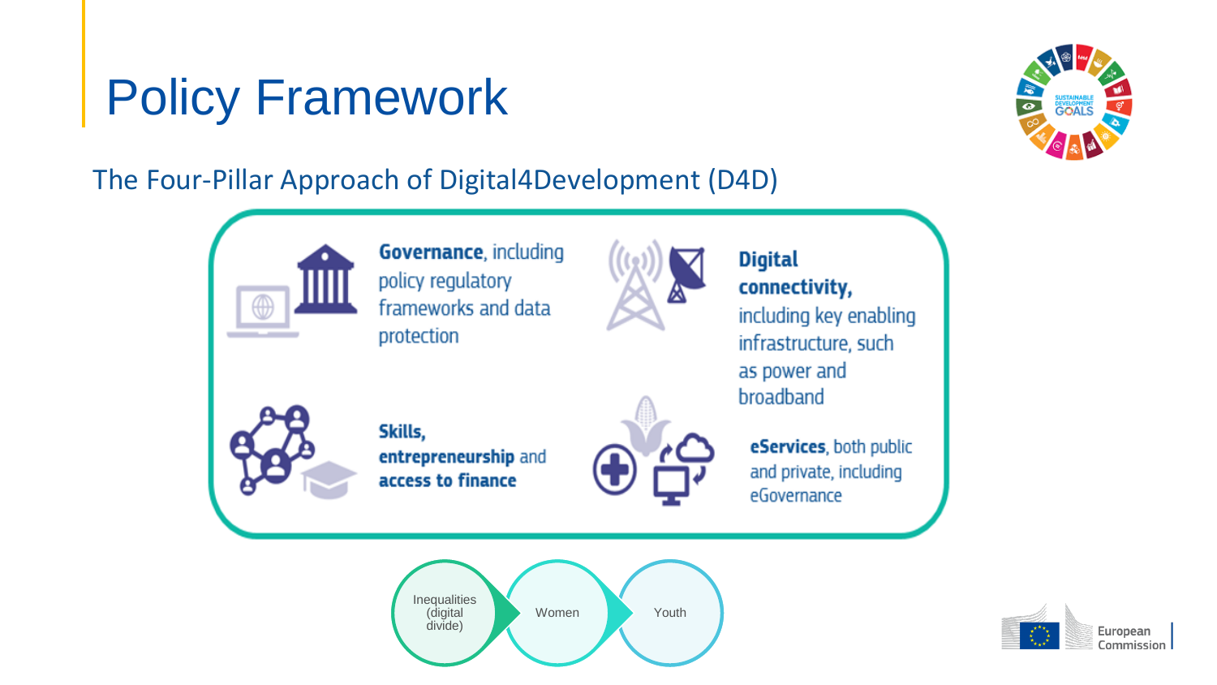# Policy Framework

## The Four-Pillar Approach of Digital4Development (D4D)

- **Governance**, including policy regulatory frameworks and data protection
- **Digital connectivity,** including key enabling infrastructure, such as power and broadband
- **Skills, entrepreneurship** and **access to finance**
- **eServices**, both public and private, including eGovernance

Inequalities (digital divide) → Women → Youth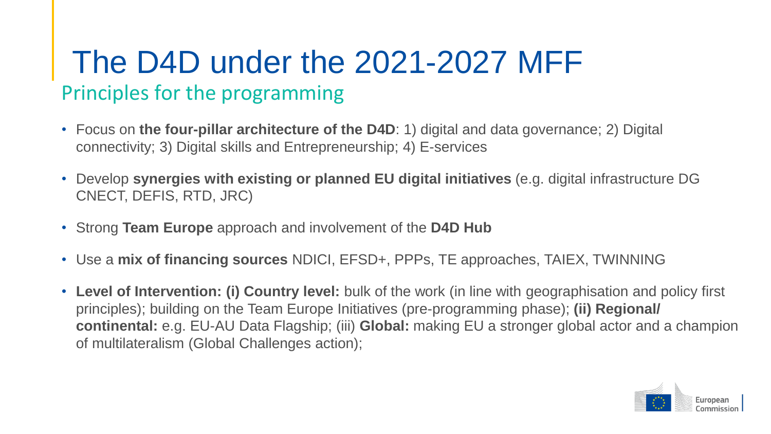# The D4D under the 2021-2027 MFF

## Principles for the programming

- Focus on **the four-pillar architecture of the D4D**: 1) digital and data governance; 2) Digital connectivity; 3) Digital skills and Entrepreneurship; 4) E-services
- Develop **synergies with existing or planned EU digital initiatives** (e.g. digital infrastructure DG CNECT, DEFIS, RTD, JRC)
- Strong **Team Europe** approach and involvement of the **D4D Hub**
- Use a **mix of financing sources** NDICI, EFSD+, PPPs, TE approaches, TAIEX, TWINNING
- **Level of Intervention: (i) Country level:** bulk of the work (in line with geographisation and policy first principles); building on the Team Europe Initiatives (pre-programming phase); **(ii) Regional/ continental:** e.g. EU-AU Data Flagship; (iii) **Global:** making EU a stronger global actor and a champion of multilateralism (Global Challenges action);